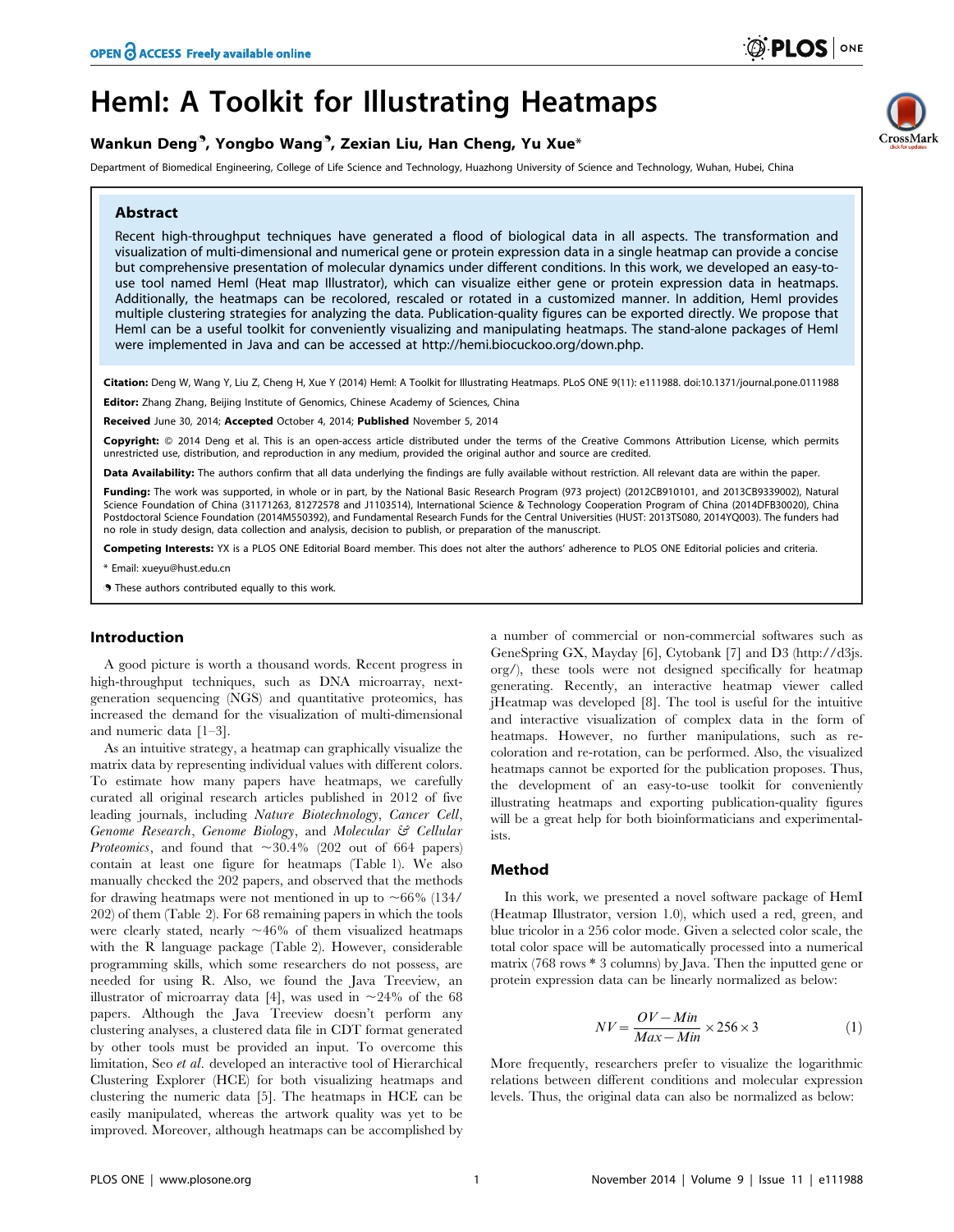# HemI: A Toolkit for Illustrating Heatmaps

**Wankun Deng[¶], Yongbo Wang[¶], Zexian Liu, Han Cheng, Yu Xue***

Department of Biomedical Engineering, College of Life Science and Technology, Huazhong University of Science and Technology, Wuhan, Hubei, China

## Abstract

Recent high-throughput techniques have generated a flood of biological data in all aspects. The transformation and visualization of multi-dimensional and numerical gene or protein expression data in a single heatmap can provide a concise but comprehensive presentation of molecular dynamics under different conditions. In this work, we developed an easy-to-use tool named HemI (Heat map Illustrator), which can visualize either gene or protein expression data in heatmaps. Additionally, the heatmaps can be recolored, rescaled or rotated in a customized manner. In addition, HemI provides multiple clustering strategies for analyzing the data. Publication-quality figures can be exported directly. We propose that HemI can be a useful toolkit for conveniently visualizing and manipulating heatmaps. The stand-alone packages of HemI were implemented in Java and can be accessed at http://hemi.biocuckoo.org/down.php.

**Citation:** Deng W, Wang Y, Liu Z, Cheng H, Xue Y (2014) HemI: A Toolkit for Illustrating Heatmaps. PLoS ONE 9(11): e111988. doi:10.1371/journal.pone.0111988

**Editor:** Zhang Zhang, Beijing Institute of Genomics, Chinese Academy of Sciences, China

**Received** June 30, 2014; **Accepted** October 4, 2014; **Published** November 5, 2014

**Copyright:** © 2014 Deng et al. This is an open-access article distributed under the terms of the Creative Commons Attribution License, which permits unrestricted use, distribution, and reproduction in any medium, provided the original author and source are credited.

**Data Availability:** The authors confirm that all data underlying the findings are fully available without restriction. All relevant data are within the paper.

**Funding:** The work was supported, in whole or in part, by the National Basic Research Program (973 project) (2012CB910101, and 2013CB9339002), Natural Science Foundation of China (31171263, 81272578 and J1103514), International Science & Technology Cooperation Program of China (2014DFB30020), China Postdoctoral Science Foundation (2014M550392), and Fundamental Research Funds for the Central Universities (HUST: 2013TS080, 2014YQ003). The funders had no role in study design, data collection and analysis, decision to publish, or preparation of the manuscript.

**Competing Interests:** YX is a PLOS ONE Editorial Board member. This does not alter the authors' adherence to PLOS ONE Editorial policies and criteria.

* Email: xueyu@hust.edu.cn

¶ These authors contributed equally to this work.

## Introduction

A good picture is worth a thousand words. Recent progress in high-throughput techniques, such as DNA microarray, next-generation sequencing (NGS) and quantitative proteomics, has increased the demand for the visualization of multi-dimensional and numeric data [1–3].

As an intuitive strategy, a heatmap can graphically visualize the matrix data by representing individual values with different colors. To estimate how many papers have heatmaps, we carefully curated all original research articles published in 2012 of five leading journals, including *Nature Biotechnology*, *Cancer Cell*, *Genome Research*, *Genome Biology*, and *Molecular & Cellular Proteomics*, and found that ~30.4% (202 out of 664 papers) contain at least one figure for heatmaps (Table 1). We also manually checked the 202 papers, and observed that the methods for drawing heatmaps were not mentioned in up to ~66% (134/202) of them (Table 2). For 68 remaining papers in which the tools were clearly stated, nearly ~46% of them visualized heatmaps with the R language package (Table 2). However, considerable programming skills, which some researchers do not possess, are needed for using R. Also, we found the Java Treeview, an illustrator of microarray data [4], was used in ~24% of the 68 papers. Although the Java Treeview doesn't perform any clustering analyses, a clustered data file in CDT format generated by other tools must be provided an input. To overcome this limitation, Seo *et al.* developed an interactive tool of Hierarchical Clustering Explorer (HCE) for both visualizing heatmaps and clustering the numeric data [5]. The heatmaps in HCE can be easily manipulated, whereas the artwork quality was yet to be improved. Moreover, although heatmaps can be accomplished by a number of commercial or non-commercial softwares such as GeneSpring GX, Mayday [6], Cytobank [7] and D3 (http://d3js.org/), these tools were not designed specifically for heatmap generating. Recently, an interactive heatmap viewer called jHeatmap was developed [8]. The tool is useful for the intuitive and interactive visualization of complex data in the form of heatmaps. However, no further manipulations, such as re-coloration and re-rotation, can be performed. Also, the visualized heatmaps cannot be exported for the publication proposes. Thus, the development of an easy-to-use toolkit for conveniently illustrating heatmaps and exporting publication-quality figures will be a great help for both bioinformaticians and experimentalists.

## Method

In this work, we presented a novel software package of HemI (Heatmap Illustrator, version 1.0), which used a red, green, and blue tricolor in a 256 color mode. Given a selected color scale, the total color space will be automatically processed into a numerical matrix (768 rows * 3 columns) by Java. Then the inputted gene or protein expression data can be linearly normalized as below:

$$NV = \frac{OV - Min}{Max - Min} \times 256 \times 3 \tag{1}$$

More frequently, researchers prefer to visualize the logarithmic relations between different conditions and molecular expression levels. Thus, the original data can also be normalized as below: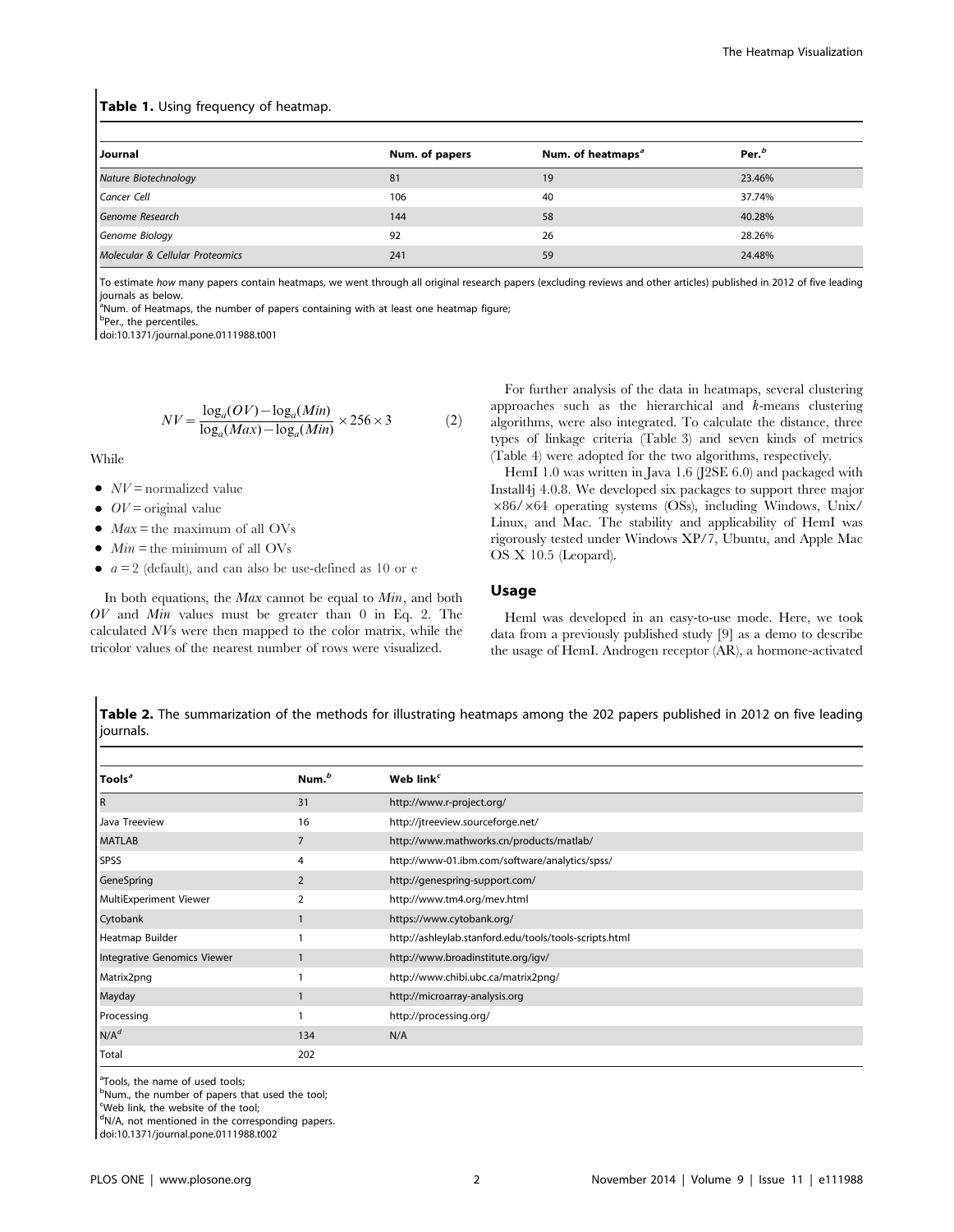**Table 1.** Using frequency of heatmap.

| Journal | Num. of papers | Num. of heatmaps[a] | Per.[b] |
|---|---|---|---|
| *Nature Biotechnology* | 81 | 19 | 23.46% |
| *Cancer Cell* | 106 | 40 | 37.74% |
| *Genome Research* | 144 | 58 | 40.28% |
| *Genome Biology* | 92 | 26 | 28.26% |
| *Molecular & Cellular Proteomics* | 241 | 59 | 24.48% |

To estimate *how* many papers contain heatmaps, we went through all original research papers (excluding reviews and other articles) published in 2012 of five leading journals as below.
[a]Num. of Heatmaps, the number of papers containing with at least one heatmap figure;
[b]Per., the percentiles.
doi:10.1371/journal.pone.0111988.t001

$$NV = \frac{\log_a(OV) - \log_a(Min)}{\log_a(Max) - \log_a(Min)} \times 256 \times 3 \qquad (2)$$

While

- $NV$ = normalized value
- $OV$ = original value
- $Max$ = the maximum of all OVs
- $Min$ = the minimum of all OVs
- $a = 2$ (default), and can also be use-defined as 10 or e

In both equations, the *Max* cannot be equal to *Min*, and both *OV* and *Min* values must be greater than 0 in Eq. 2. The calculated *NV*s were then mapped to the color matrix, while the tricolor values of the nearest number of rows were visualized.

For further analysis of the data in heatmaps, several clustering approaches such as the hierarchical and *k*-means clustering algorithms, were also integrated. To calculate the distance, three types of linkage criteria (Table 3) and seven kinds of metrics (Table 4) were adopted for the two algorithms, respectively.

HemI 1.0 was written in Java 1.6 (J2SE 6.0) and packaged with Install4j 4.0.8. We developed six packages to support three major ×86/×64 operating systems (OSs), including Windows, Unix/Linux, and Mac. The stability and applicability of HemI was rigorously tested under Windows XP/7, Ubuntu, and Apple Mac OS X 10.5 (Leopard).

## Usage

Heml was developed in an easy-to-use mode. Here, we took data from a previously published study [9] as a demo to describe the usage of HemI. Androgen receptor (AR), a hormone-activated

**Table 2.** The summarization of the methods for illustrating heatmaps among the 202 papers published in 2012 on five leading journals.

| Tools[a] | Num.[b] | Web link[c] |
|---|---|---|
| R | 31 | http://www.r-project.org/ |
| Java Treeview | 16 | http://jtreeview.sourceforge.net/ |
| MATLAB | 7 | http://www.mathworks.cn/products/matlab/ |
| SPSS | 4 | http://www-01.ibm.com/software/analytics/spss/ |
| GeneSpring | 2 | http://genespring-support.com/ |
| MultiExperiment Viewer | 2 | http://www.tm4.org/mev.html |
| Cytobank | 1 | https://www.cytobank.org/ |
| Heatmap Builder | 1 | http://ashleylab.stanford.edu/tools/tools-scripts.html |
| Integrative Genomics Viewer | 1 | http://www.broadinstitute.org/igv/ |
| Matrix2png | 1 | http://www.chibi.ubc.ca/matrix2png/ |
| Mayday | 1 | http://microarray-analysis.org |
| Processing | 1 | http://processing.org/ |
| N/A[d] | 134 | N/A |
| Total | 202 | |

[a]Tools, the name of used tools;
[b]Num., the number of papers that used the tool;
[c]Web link, the website of the tool;
[d]N/A, not mentioned in the corresponding papers.
doi:10.1371/journal.pone.0111988.t002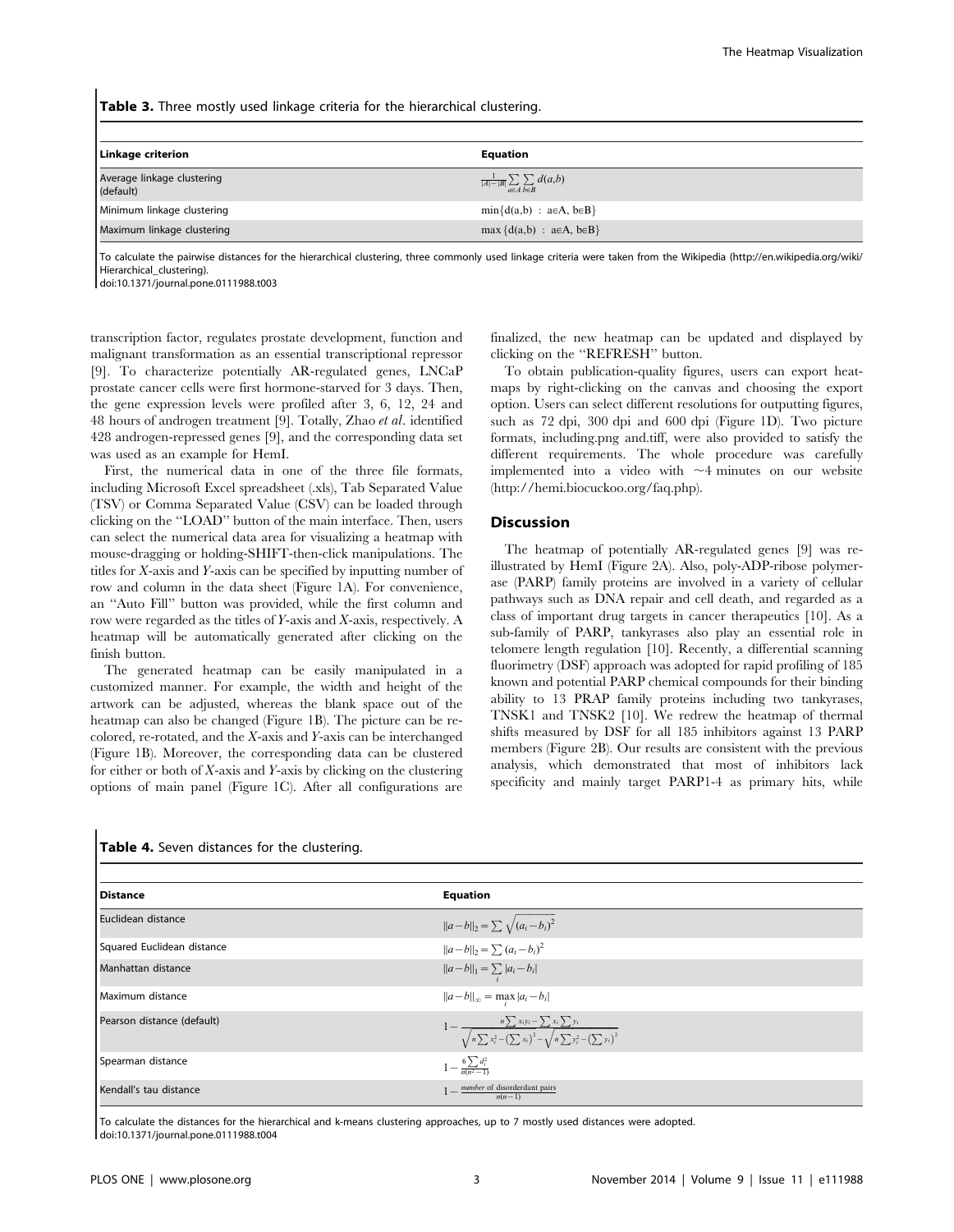**Table 3.** Three mostly used linkage criteria for the hierarchical clustering.

| Linkage criterion | Equation |
| --- | --- |
| Average linkage clustering (default) | $\frac{1}{\|A\|-\|B\|}\sum_{a\in A}\sum_{b\in B} d(a,b)$ |
| Minimum linkage clustering | $\min\{d(a,b) : a\in A, b\in B\}$ |
| Maximum linkage clustering | $\max\{d(a,b) : a\in A, b\in B\}$ |

To calculate the pairwise distances for the hierarchical clustering, three commonly used linkage criteria were taken from the Wikipedia (http://en.wikipedia.org/wiki/Hierarchical_clustering).
doi:10.1371/journal.pone.0111988.t003

transcription factor, regulates prostate development, function and malignant transformation as an essential transcriptional repressor [9]. To characterize potentially AR-regulated genes, LNCaP prostate cancer cells were first hormone-starved for 3 days. Then, the gene expression levels were profiled after 3, 6, 12, 24 and 48 hours of androgen treatment [9]. Totally, Zhao *et al*. identified 428 androgen-repressed genes [9], and the corresponding data set was used as an example for HemI.

First, the numerical data in one of the three file formats, including Microsoft Excel spreadsheet (.xls), Tab Separated Value (TSV) or Comma Separated Value (CSV) can be loaded through clicking on the ''LOAD'' button of the main interface. Then, users can select the numerical data area for visualizing a heatmap with mouse-dragging or holding-SHIFT-then-click manipulations. The titles for *X*-axis and *Y*-axis can be specified by inputting number of row and column in the data sheet (Figure 1A). For convenience, an ''Auto Fill'' button was provided, while the first column and row were regarded as the titles of *Y*-axis and *X*-axis, respectively. A heatmap will be automatically generated after clicking on the finish button.

The generated heatmap can be easily manipulated in a customized manner. For example, the width and height of the artwork can be adjusted, whereas the blank space out of the heatmap can also be changed (Figure 1B). The picture can be re-colored, re-rotated, and the *X*-axis and *Y*-axis can be interchanged (Figure 1B). Moreover, the corresponding data can be clustered for either or both of *X*-axis and *Y*-axis by clicking on the clustering options of main panel (Figure 1C). After all configurations are finalized, the new heatmap can be updated and displayed by clicking on the ''REFRESH'' button.

To obtain publication-quality figures, users can export heatmaps by right-clicking on the canvas and choosing the export option. Users can select different resolutions for outputting figures, such as 72 dpi, 300 dpi and 600 dpi (Figure 1D). Two picture formats, including.png and.tiff, were also provided to satisfy the different requirements. The whole procedure was carefully implemented into a video with ~4 minutes on our website (http://hemi.biocuckoo.org/faq.php).

## Discussion

The heatmap of potentially AR-regulated genes [9] was re-illustrated by HemI (Figure 2A). Also, poly-ADP-ribose polymerase (PARP) family proteins are involved in a variety of cellular pathways such as DNA repair and cell death, and regarded as a class of important drug targets in cancer therapeutics [10]. As a sub-family of PARP, tankyrases also play an essential role in telomere length regulation [10]. Recently, a differential scanning fluorimetry (DSF) approach was adopted for rapid profiling of 185 known and potential PARP chemical compounds for their binding ability to 13 PRAP family proteins including two tankyrases, TNSK1 and TNSK2 [10]. We redrew the heatmap of thermal shifts measured by DSF for all 185 inhibitors against 13 PARP members (Figure 2B). Our results are consistent with the previous analysis, which demonstrated that most of inhibitors lack specificity and mainly target PARP1-4 as primary hits, while

**Table 4.** Seven distances for the clustering.

| Distance | Equation |
| --- | --- |
| Euclidean distance | $\|a-b\|_2 = \sum\sqrt{(a_i-b_i)^2}$ |
| Squared Euclidean distance | $\|a-b\|_2 = \sum(a_i-b_i)^2$ |
| Manhattan distance | $\|a-b\|_1 = \sum_i \|a_i-b_i\|$ |
| Maximum distance | $\|a-b\|_\infty = \max_i \|a_i-b_i\|$ |
| Pearson distance (default) | $1-\frac{n\sum x_iy_i-\sum x_i\sum y_i}{\sqrt{n\sum x_i^2-(\sum x_i)^2}-\sqrt{n\sum y_i^2-(\sum y_i)^2}}$ |
| Spearman distance | $1-\frac{6\sum d_i^2}{n(n^2-1)}$ |
| Kendall's tau distance | $1-\frac{number\ of\ disorderdant\ pairs}{n(n-1)}$ |

To calculate the distances for the hierarchical and k-means clustering approaches, up to 7 mostly used distances were adopted.
doi:10.1371/journal.pone.0111988.t004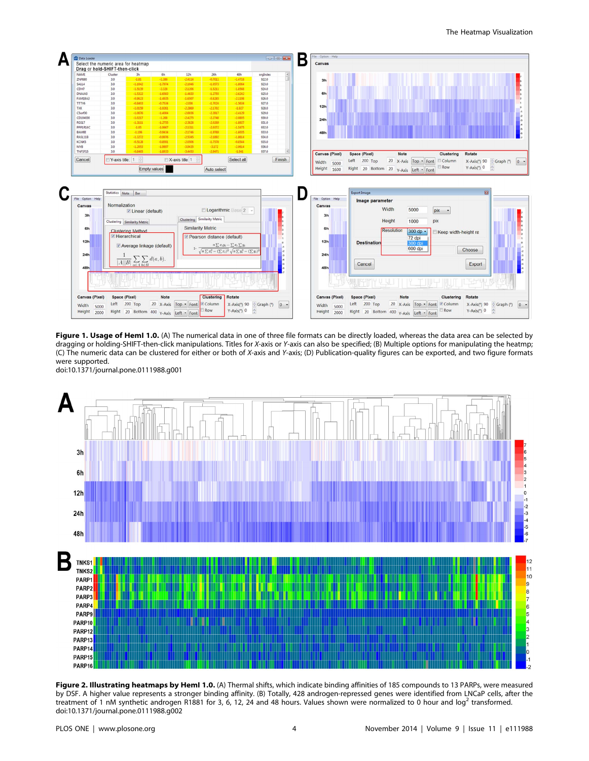**Figure 1. Usage of HemI 1.0.** (A) The numerical data in one of three file formats can be directly loaded, whereas the data area can be selected by dragging or holding-SHIFT-then-click manipulations. Titles for *X*-axis or *Y*-axis can also be specified; (B) Multiple options for manipulating the heatmap; (C) The numeric data can be clustered for either or both of *X*-axis and *Y*-axis; (D) Publication-quality figures can be exported, and two figure formats were supported.
doi:10.1371/journal.pone.0111988.g001

**Figure 2. Illustrating heatmaps by HemI 1.0.** (A) Thermal shifts, which indicate binding affinities of 185 compounds to 13 PARPs, were measured by DSF. A higher value represents a stronger binding affinity. (B) Totally, 428 androgen-repressed genes were identified from LNCaP cells, after the treatment of 1 nM synthetic androgen R1881 for 3, 6, 12, 24 and 48 hours. Values shown were normalized to 0 hour and $\log^2$ transformed.
doi:10.1371/journal.pone.0111988.g002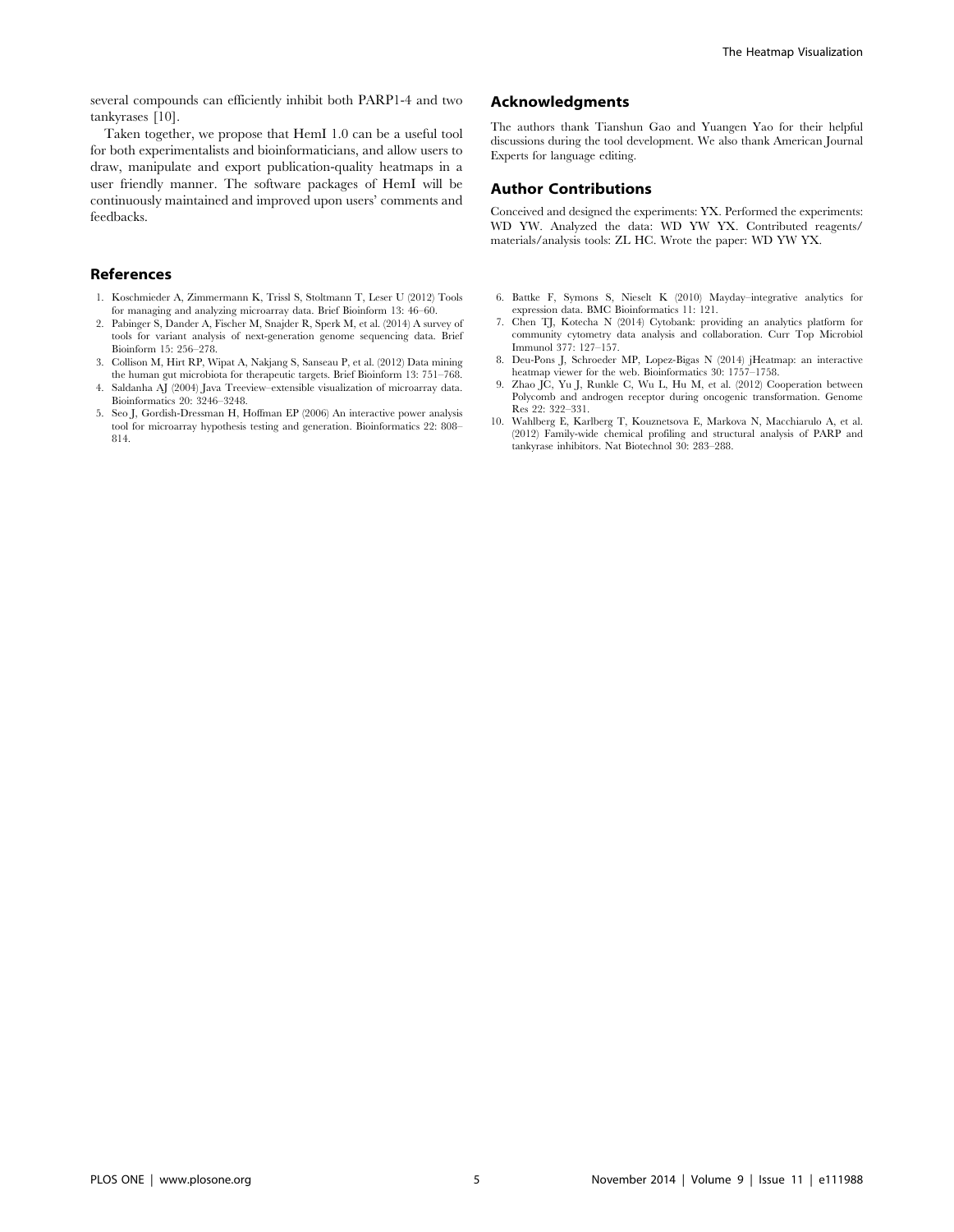several compounds can efficiently inhibit both PARP1-4 and two tankyrases [10].

Taken together, we propose that HemI 1.0 can be a useful tool for both experimentalists and bioinformaticians, and allow users to draw, manipulate and export publication-quality heatmaps in a user friendly manner. The software packages of HemI will be continuously maintained and improved upon users' comments and feedbacks.

## Acknowledgments

The authors thank Tianshun Gao and Yuangen Yao for their helpful discussions during the tool development. We also thank American Journal Experts for language editing.

## Author Contributions

Conceived and designed the experiments: YX. Performed the experiments: WD YW. Analyzed the data: WD YW YX. Contributed reagents/materials/analysis tools: ZL HC. Wrote the paper: WD YW YX.

## References

1. Koschmieder A, Zimmermann K, Trissl S, Stoltmann T, Leser U (2012) Tools for managing and analyzing microarray data. Brief Bioinform 13: 46–60.
2. Pabinger S, Dander A, Fischer M, Snajder R, Sperk M, et al. (2014) A survey of tools for variant analysis of next-generation genome sequencing data. Brief Bioinform 15: 256–278.
3. Collison M, Hirt RP, Wipat A, Nakjang S, Sanseau P, et al. (2012) Data mining the human gut microbiota for therapeutic targets. Brief Bioinform 13: 751–768.
4. Saldanha AJ (2004) Java Treeview–extensible visualization of microarray data. Bioinformatics 20: 3246–3248.
5. Seo J, Gordish-Dressman H, Hoffman EP (2006) An interactive power analysis tool for microarray hypothesis testing and generation. Bioinformatics 22: 808–814.
6. Battke F, Symons S, Nieselt K (2010) Mayday–integrative analytics for expression data. BMC Bioinformatics 11: 121.
7. Chen TJ, Kotecha N (2014) Cytobank: providing an analytics platform for community cytometry data analysis and collaboration. Curr Top Microbiol Immunol 377: 127–157.
8. Deu-Pons J, Schroeder MP, Lopez-Bigas N (2014) jHeatmap: an interactive heatmap viewer for the web. Bioinformatics 30: 1757–1758.
9. Zhao JC, Yu J, Runkle C, Wu L, Hu M, et al. (2012) Cooperation between Polycomb and androgen receptor during oncogenic transformation. Genome Res 22: 322–331.
10. Wahlberg E, Karlberg T, Kouznetsova E, Markova N, Macchiarulo A, et al. (2012) Family-wide chemical profiling and structural analysis of PARP and tankyrase inhibitors. Nat Biotechnol 30: 283–288.